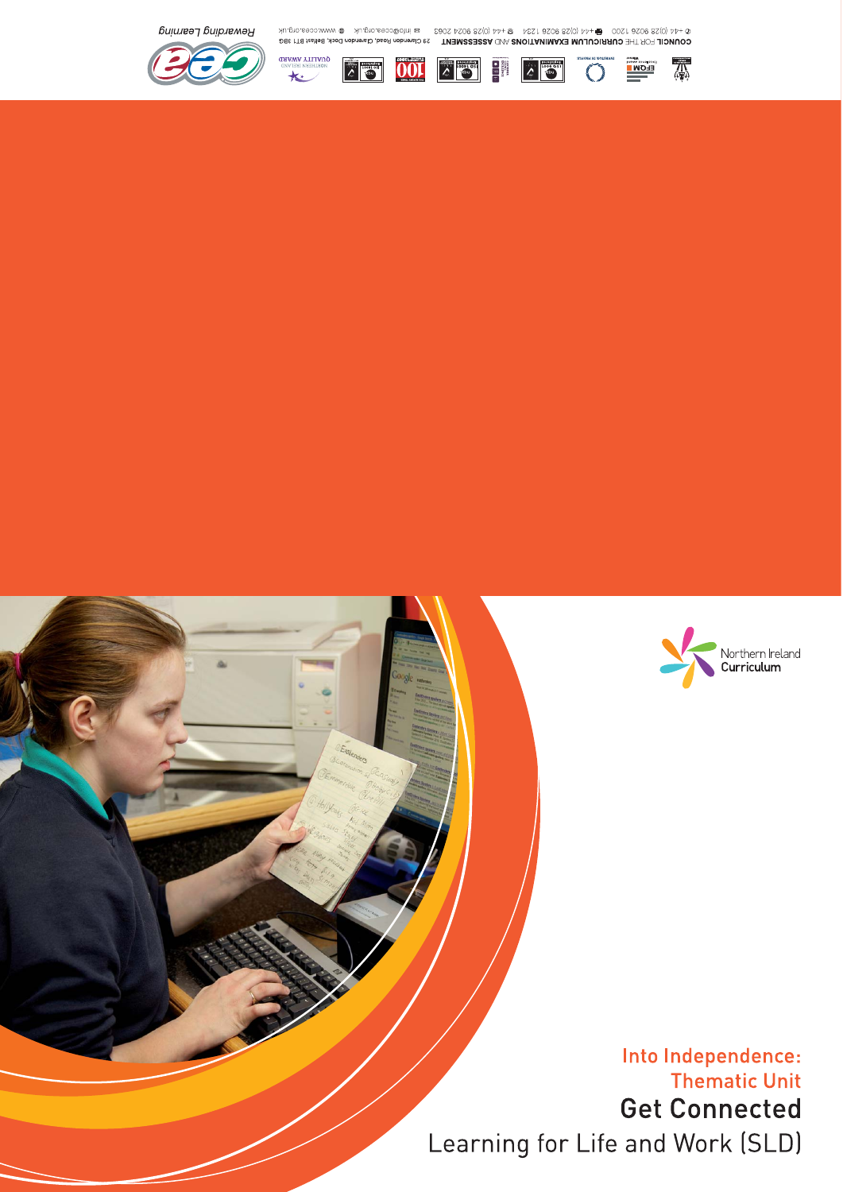Into Independence: Thematic Unit

# Get Connected

## Learning for Life and Work (SLD)

Northern Ireland Curriculum

COUNCIL FOR THE CURRICULUM EXAMINATIONS AND ASSESSMENT 29 Clarendon Road, Clarendon Dock, Belfast BT1 3BG

+44 (0)28 9026 1200 +44 (0)28 9026 1234 +44 (0)28 9024 2063 info@ccea.org.uk www.ccea.org.uk

Rewarding Learning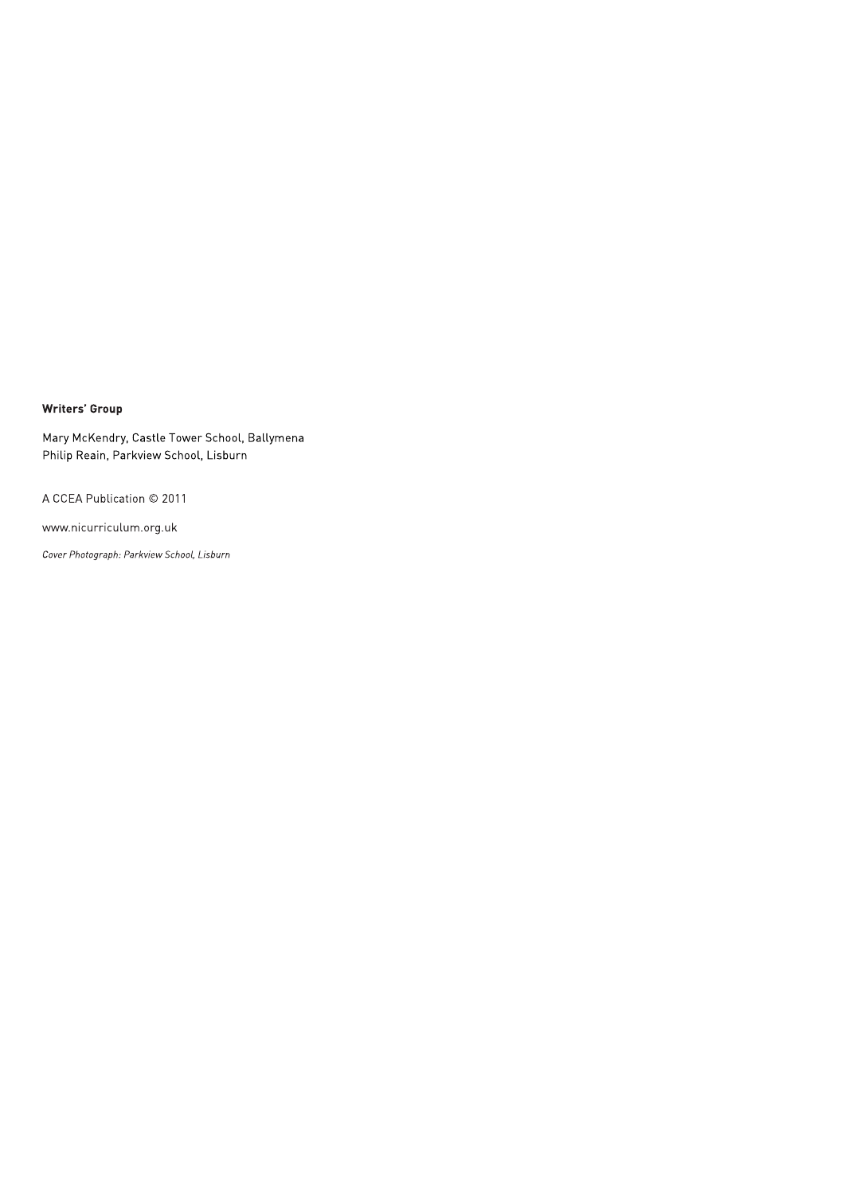**Writers' Group**

Mary McKendry, Castle Tower School, Ballymena
Philip Reain, Parkview School, Lisburn

A CCEA Publication © 2011

www.nicurriculum.org.uk

*Cover Photograph: Parkview School, Lisburn*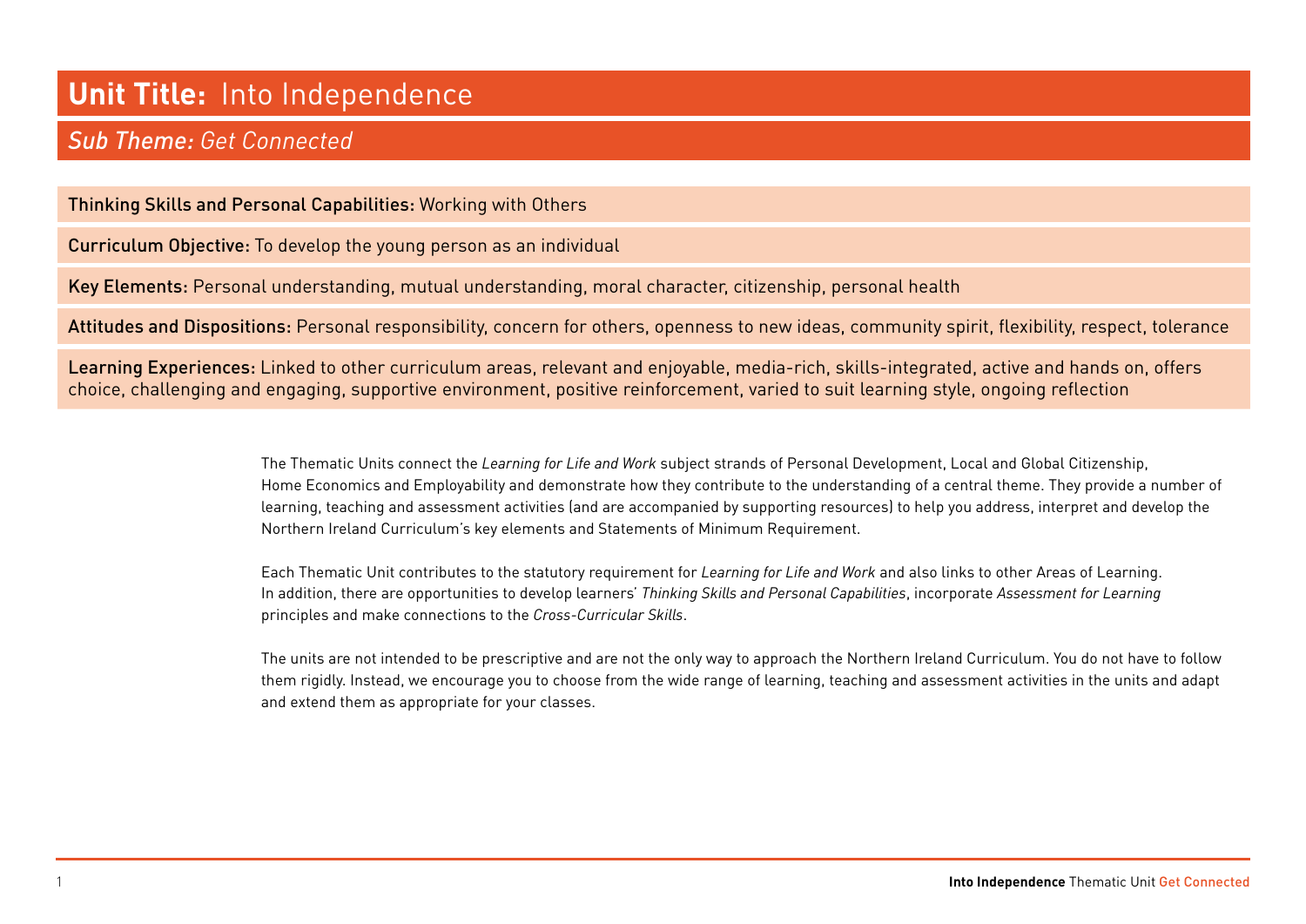# **Unit Title:** Into Independence

## *Sub Theme: Get Connected*

**Thinking Skills and Personal Capabilities:** Working with Others

**Curriculum Objective:** To develop the young person as an individual

**Key Elements:** Personal understanding, mutual understanding, moral character, citizenship, personal health

**Attitudes and Dispositions:** Personal responsibility, concern for others, openness to new ideas, community spirit, flexibility, respect, tolerance

**Learning Experiences:** Linked to other curriculum areas, relevant and enjoyable, media-rich, skills-integrated, active and hands on, offers choice, challenging and engaging, supportive environment, positive reinforcement, varied to suit learning style, ongoing reflection

The Thematic Units connect the *Learning for Life and Work* subject strands of Personal Development, Local and Global Citizenship, Home Economics and Employability and demonstrate how they contribute to the understanding of a central theme. They provide a number of learning, teaching and assessment activities (and are accompanied by supporting resources) to help you address, interpret and develop the Northern Ireland Curriculum's key elements and Statements of Minimum Requirement.

Each Thematic Unit contributes to the statutory requirement for *Learning for Life and Work* and also links to other Areas of Learning. In addition, there are opportunities to develop learners' *Thinking Skills and Personal Capabilities*, incorporate *Assessment for Learning* principles and make connections to the *Cross-Curricular Skills*.

The units are not intended to be prescriptive and are not the only way to approach the Northern Ireland Curriculum. You do not have to follow them rigidly. Instead, we encourage you to choose from the wide range of learning, teaching and assessment activities in the units and adapt and extend them as appropriate for your classes.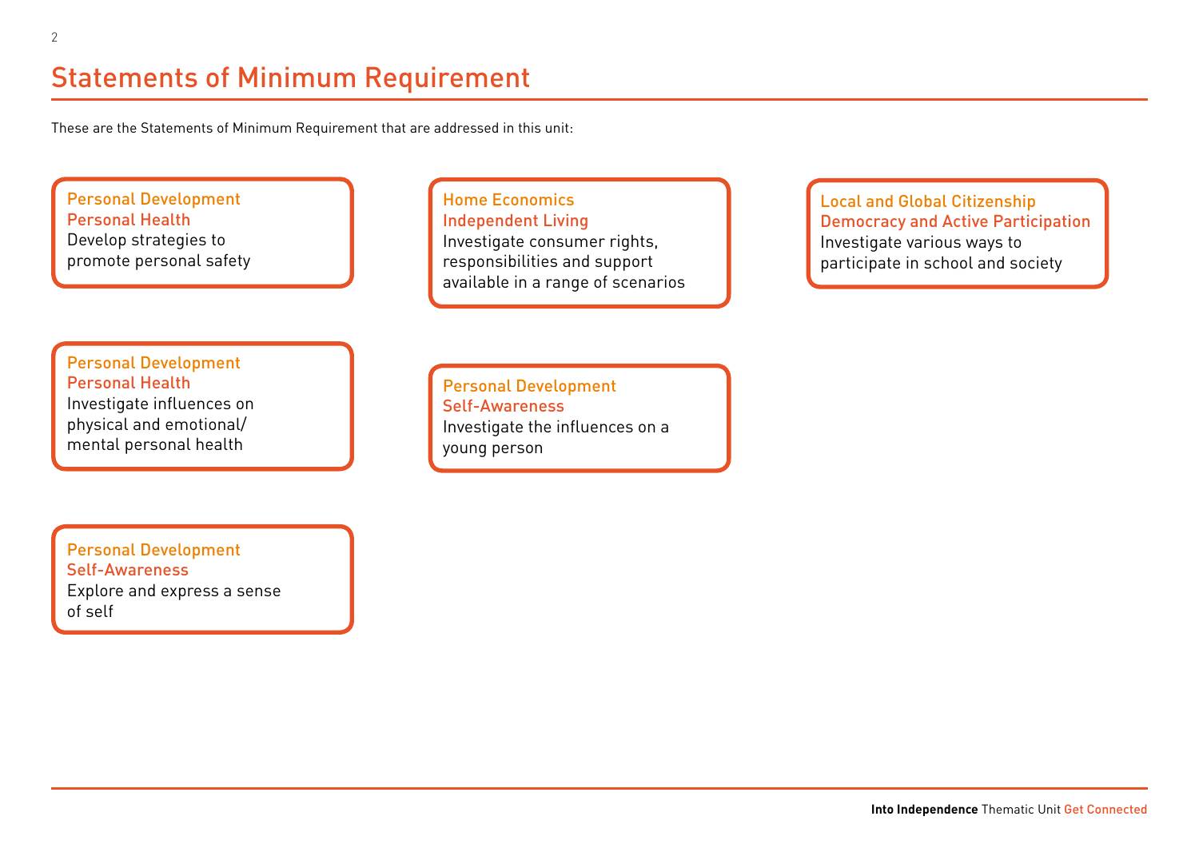# Statements of Minimum Requirement

These are the Statements of Minimum Requirement that are addressed in this unit:

**Personal Development**
**Personal Health**
Develop strategies to promote personal safety

**Personal Development**
**Personal Health**
Investigate influences on physical and emotional/ mental personal health

**Personal Development**
**Self-Awareness**
Explore and express a sense of self

**Home Economics**
**Independent Living**
Investigate consumer rights, responsibilities and support available in a range of scenarios

**Personal Development**
**Self-Awareness**
Investigate the influences on a young person

**Local and Global Citizenship**
**Democracy and Active Participation**
Investigate various ways to participate in school and society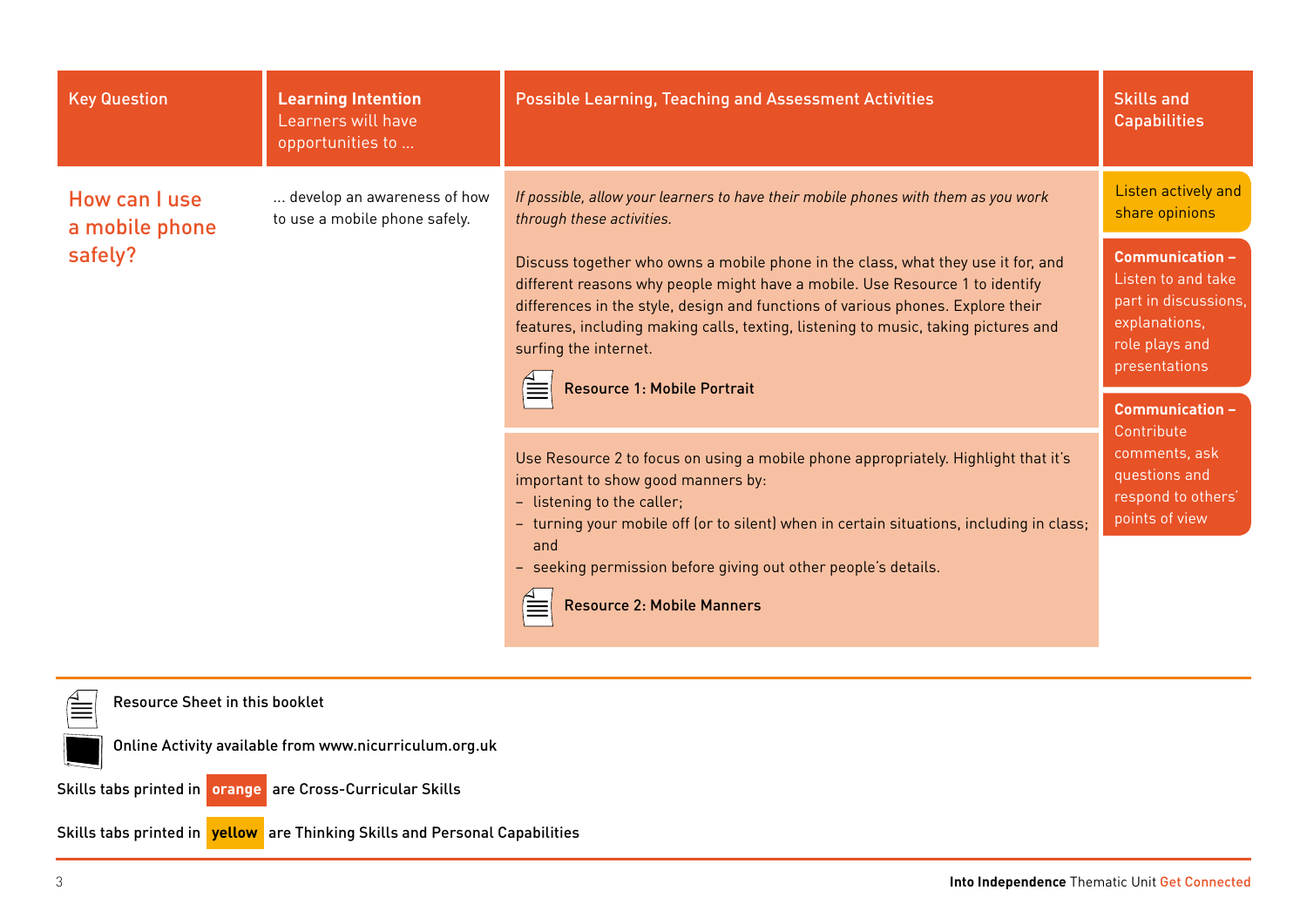| Key Question | Learning Intention<br>Learners will have opportunities to ... | Possible Learning, Teaching and Assessment Activities | Skills and Capabilities |
|---|---|---|---|
| **How can I use a mobile phone safely?** | ... develop an awareness of how to use a mobile phone safely. | *If possible, allow your learners to have their mobile phones with them as you work through these activities.*<br><br>Discuss together who owns a mobile phone in the class, what they use it for, and different reasons why people might have a mobile. Use Resource 1 to identify differences in the style, design and functions of various phones. Explore their features, including making calls, texting, listening to music, taking pictures and surfing the internet.<br><br>**Resource 1: Mobile Portrait** | Listen actively and share opinions<br><br>**Communication –** Listen to and take part in discussions, explanations, role plays and presentations<br><br>**Communication –** Contribute comments, ask questions and respond to others' points of view |
| | | Use Resource 2 to focus on using a mobile phone appropriately. Highlight that it's important to show good manners by:<br>– listening to the caller;<br>– turning your mobile off (or to silent) when in certain situations, including in class; and<br>– seeking permission before giving out other people's details.<br><br>**Resource 2: Mobile Manners** | |

Resource Sheet in this booklet

Online Activity available from www.nicurriculum.org.uk

Skills tabs printed in **orange** are Cross-Curricular Skills

Skills tabs printed in **yellow** are Thinking Skills and Personal Capabilities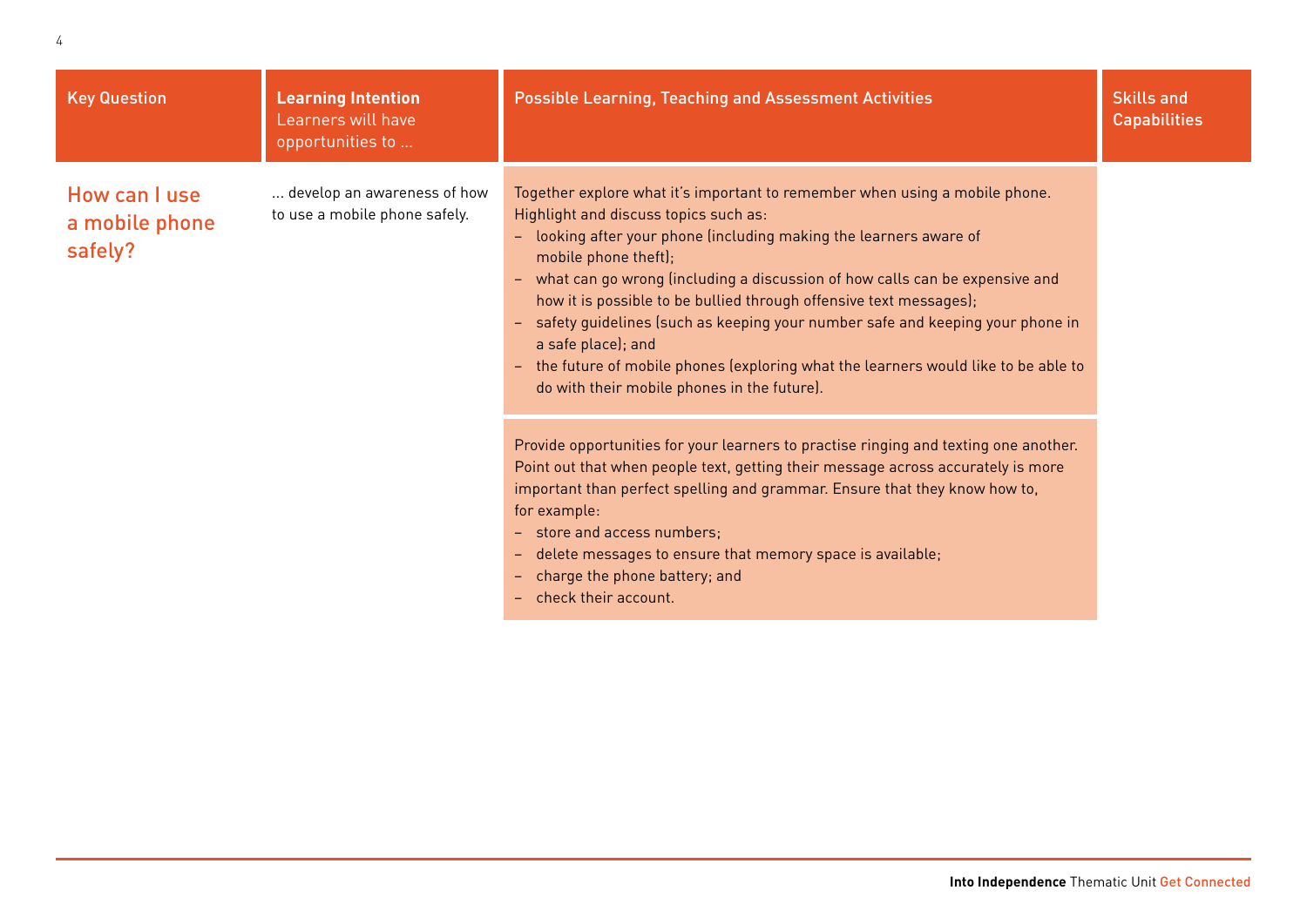| Key Question | **Learning Intention** Learners will have opportunities to … | Possible Learning, Teaching and Assessment Activities | Skills and Capabilities |
|---|---|---|---|
| How can I use a mobile phone safely? | … develop an awareness of how to use a mobile phone safely. | Together explore what it's important to remember when using a mobile phone. Highlight and discuss topics such as:<br>– looking after your phone (including making the learners aware of mobile phone theft);<br>– what can go wrong (including a discussion of how calls can be expensive and how it is possible to be bullied through offensive text messages);<br>– safety guidelines (such as keeping your number safe and keeping your phone in a safe place); and<br>– the future of mobile phones (exploring what the learners would like to be able to do with their mobile phones in the future). | |
| | | Provide opportunities for your learners to practise ringing and texting one another. Point out that when people text, getting their message across accurately is more important than perfect spelling and grammar. Ensure that they know how to, for example:<br>– store and access numbers;<br>– delete messages to ensure that memory space is available;<br>– charge the phone battery; and<br>– check their account. | |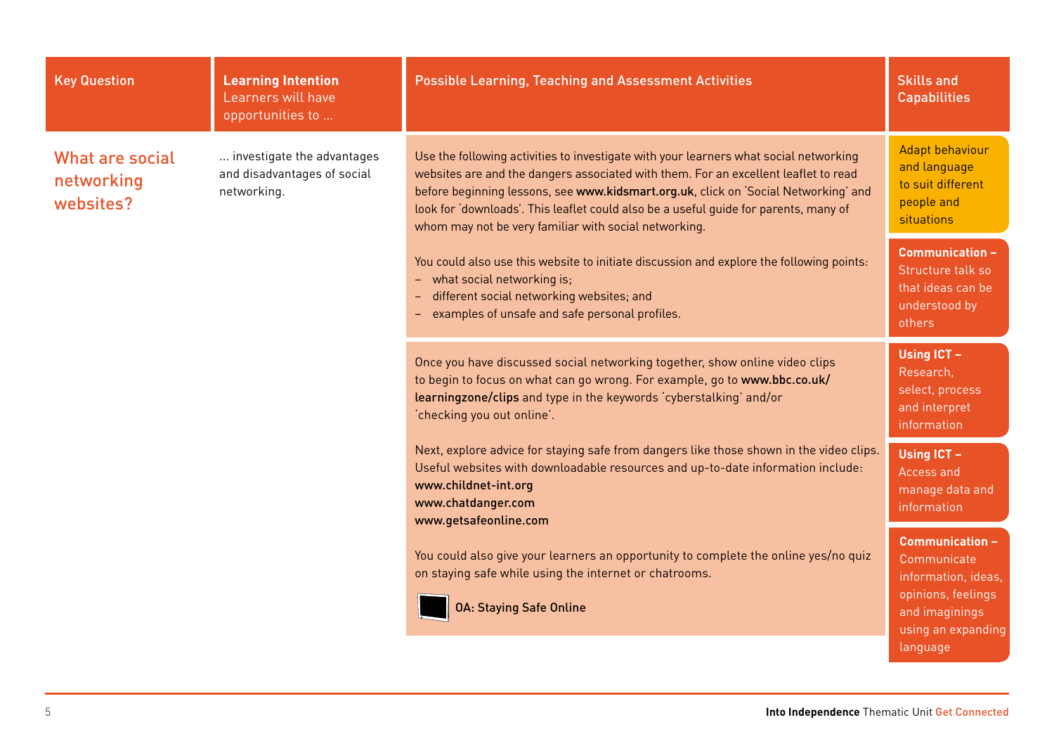| Key Question | Learning Intention Learners will have opportunities to … | Possible Learning, Teaching and Assessment Activities | Skills and Capabilities |
|---|---|---|---|
| What are social networking websites? | … investigate the advantages and disadvantages of social networking. | Use the following activities to investigate with your learners what social networking websites are and the dangers associated with them. For an excellent leaflet to read before beginning lessons, see **www.kidsmart.org.uk**, click on 'Social Networking' and look for 'downloads'. This leaflet could also be a useful guide for parents, many of whom may not be very familiar with social networking.<br><br>You could also use this website to initiate discussion and explore the following points:<br>– what social networking is;<br>– different social networking websites; and<br>– examples of unsafe and safe personal profiles. | Adapt behaviour and language to suit different people and situations<br><br>**Communication –** Structure talk so that ideas can be understood by others |
| | | Once you have discussed social networking together, show online video clips to begin to focus on what can go wrong. For example, go to **www.bbc.co.uk/learningzone/clips** and type in the keywords 'cyberstalking' and/or 'checking you out online'.<br><br>Next, explore advice for staying safe from dangers like those shown in the video clips. Useful websites with downloadable resources and up-to-date information include:<br>**www.childnet-int.org**<br>**www.chatdanger.com**<br>**www.getsafeonline.com**<br><br>You could also give your learners an opportunity to complete the online yes/no quiz on staying safe while using the internet or chatrooms.<br><br>**OA: Staying Safe Online** | **Using ICT –** Research, select, process and interpret information<br><br>**Using ICT –** Access and manage data and information<br><br>**Communication –** Communicate information, ideas, opinions, feelings and imaginings using an expanding language |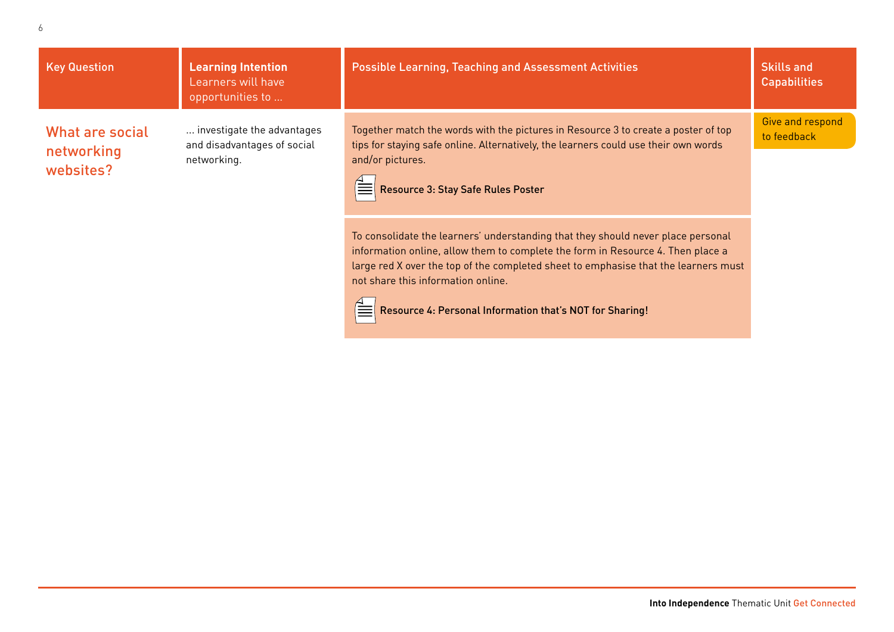| Key Question | Learning Intention Learners will have opportunities to … | Possible Learning, Teaching and Assessment Activities | Skills and Capabilities |
| --- | --- | --- | --- |
| What are social networking websites? | … investigate the advantages and disadvantages of social networking. | Together match the words with the pictures in Resource 3 to create a poster of top tips for staying safe online. Alternatively, the learners could use their own words and/or pictures. <br><br> **Resource 3: Stay Safe Rules Poster** | Give and respond to feedback |
| | | To consolidate the learners' understanding that they should never place personal information online, allow them to complete the form in Resource 4. Then place a large red X over the top of the completed sheet to emphasise that the learners must not share this information online. <br><br> **Resource 4: Personal Information that's NOT for Sharing!** | |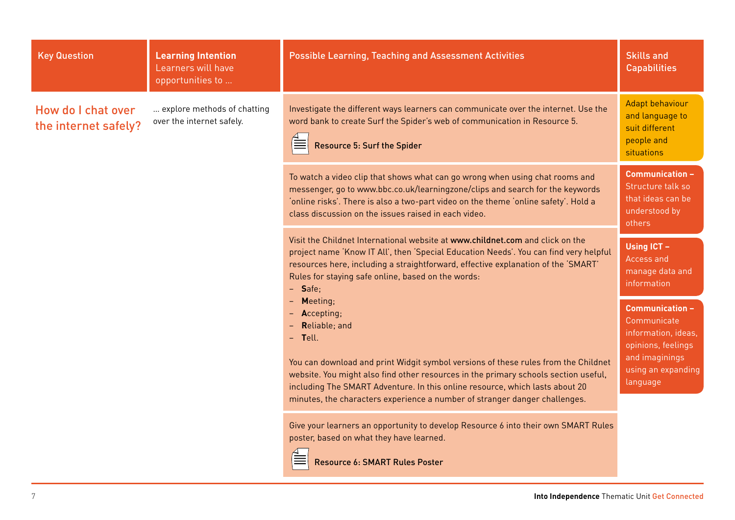| Key Question | Learning Intention Learners will have opportunities to … | Possible Learning, Teaching and Assessment Activities | Skills and Capabilities |
| --- | --- | --- | --- |
| How do I chat over the internet safely? | … explore methods of chatting over the internet safely. | Investigate the different ways learners can communicate over the internet. Use the word bank to create Surf the Spider's web of communication in Resource 5.<br><br>**Resource 5: Surf the Spider** | Adapt behaviour and language to suit different people and situations |
| | | To watch a video clip that shows what can go wrong when using chat rooms and messenger, go to www.bbc.co.uk/learningzone/clips and search for the keywords 'online risks'. There is also a two-part video on the theme 'online safety'. Hold a class discussion on the issues raised in each video. | **Communication –** Structure talk so that ideas can be understood by others |
| | | Visit the Childnet International website at **www.childnet.com** and click on the project name 'Know IT All', then 'Special Education Needs'. You can find very helpful resources here, including a straightforward, effective explanation of the 'SMART' Rules for staying safe online, based on the words:<br>– **S**afe;<br>– **M**eeting;<br>– **A**ccepting;<br>– **R**eliable; and<br>– **T**ell.<br><br>You can download and print Widgit symbol versions of these rules from the Childnet website. You might also find other resources in the primary schools section useful, including The SMART Adventure. In this online resource, which lasts about 20 minutes, the characters experience a number of stranger danger challenges. | **Using ICT –** Access and manage data and information<br><br>**Communication –** Communicate information, ideas, opinions, feelings and imaginings using an expanding language |
| | | Give your learners an opportunity to develop Resource 6 into their own SMART Rules poster, based on what they have learned.<br><br>**Resource 6: SMART Rules Poster** | |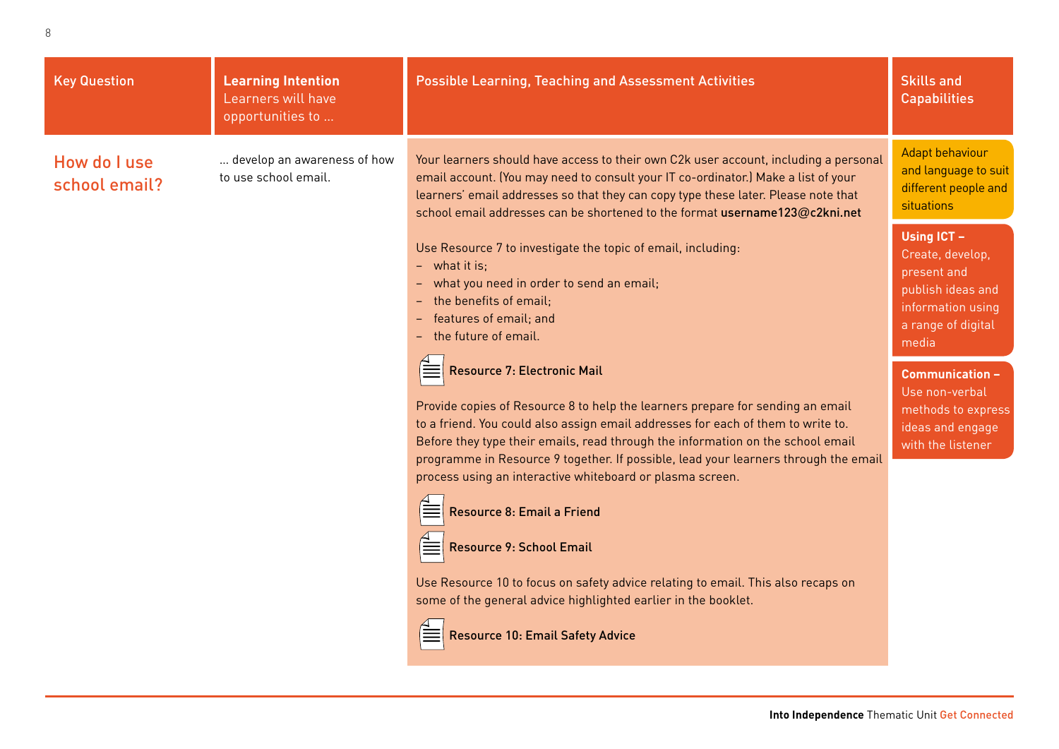| Key Question | Learning Intention<br>Learners will have opportunities to … | Possible Learning, Teaching and Assessment Activities | Skills and Capabilities |
|---|---|---|---|
| How do I use school email? | … develop an awareness of how to use school email. | Your learners should have access to their own C2k user account, including a personal email account. (You may need to consult your IT co-ordinator.) Make a list of your learners' email addresses so that they can copy type these later. Please note that school email addresses can be shortened to the format **username123@c2kni.net**<br><br>Use Resource 7 to investigate the topic of email, including:<br>– what it is;<br>– what you need in order to send an email;<br>– the benefits of email;<br>– features of email; and<br>– the future of email.<br><br>**Resource 7: Electronic Mail**<br><br>Provide copies of Resource 8 to help the learners prepare for sending an email to a friend. You could also assign email addresses for each of them to write to. Before they type their emails, read through the information on the school email programme in Resource 9 together. If possible, lead your learners through the email process using an interactive whiteboard or plasma screen.<br><br>**Resource 8: Email a Friend**<br><br>**Resource 9: School Email**<br><br>Use Resource 10 to focus on safety advice relating to email. This also recaps on some of the general advice highlighted earlier in the booklet.<br><br>**Resource 10: Email Safety Advice** | Adapt behaviour and language to suit different people and situations<br><br>**Using ICT –** Create, develop, present and publish ideas and information using a range of digital media<br><br>**Communication –** Use non-verbal methods to express ideas and engage with the listener |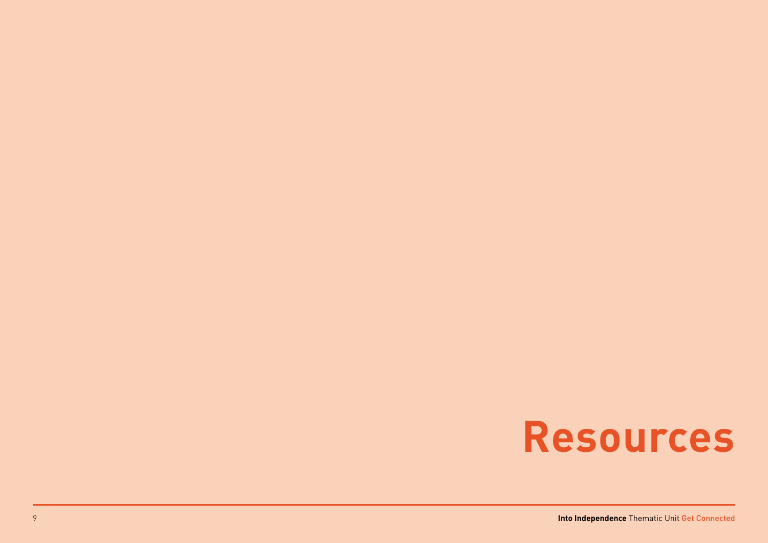# Resources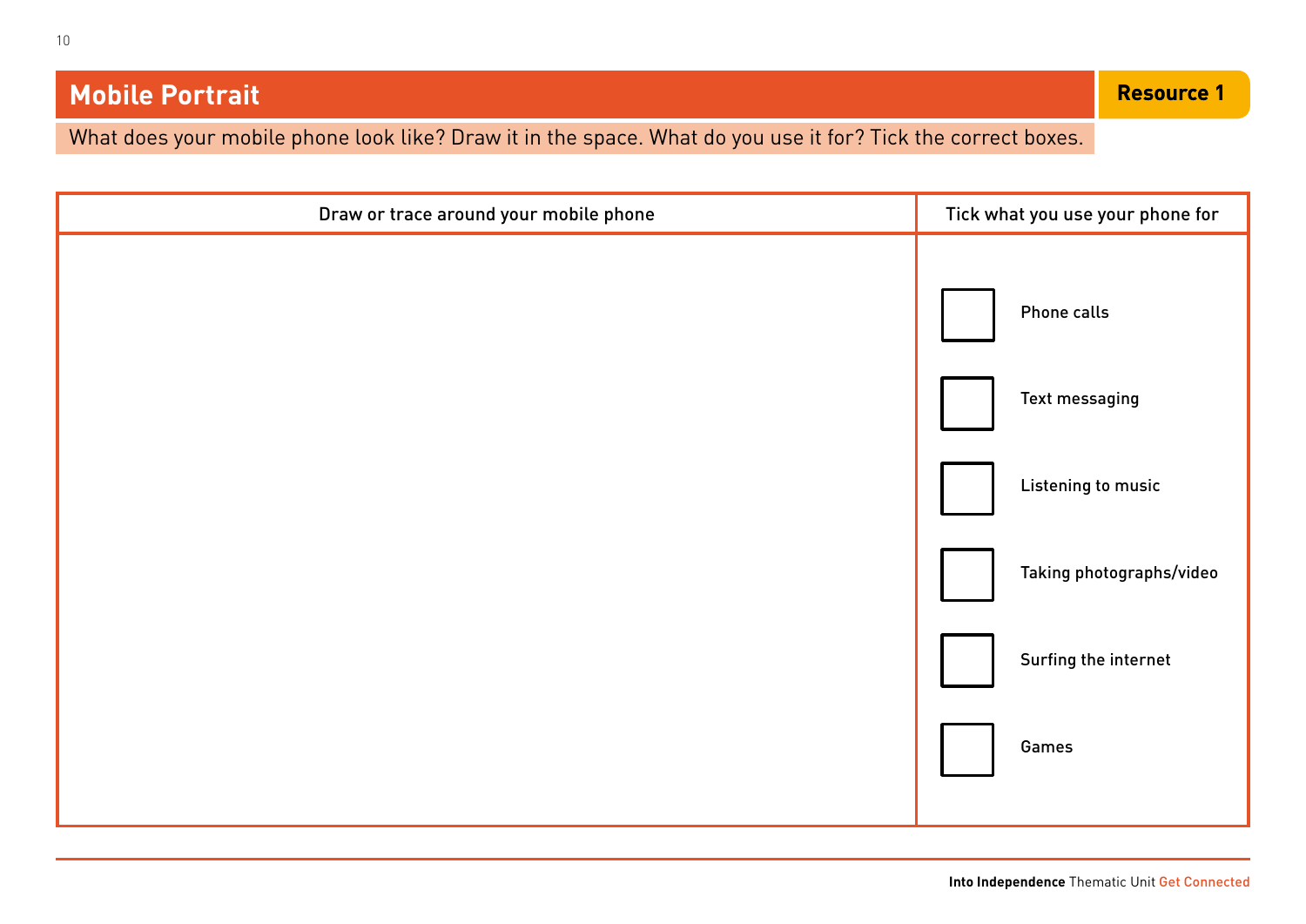## Mobile Portrait

**Resource 1**

What does your mobile phone look like? Draw it in the space. What do you use it for? Tick the correct boxes.

| Draw or trace around your mobile phone | Tick what you use your phone for |
|---|---|
| | ☐ Phone calls<br>☐ Text messaging<br>☐ Listening to music<br>☐ Taking photographs/video<br>☐ Surfing the internet<br>☐ Games |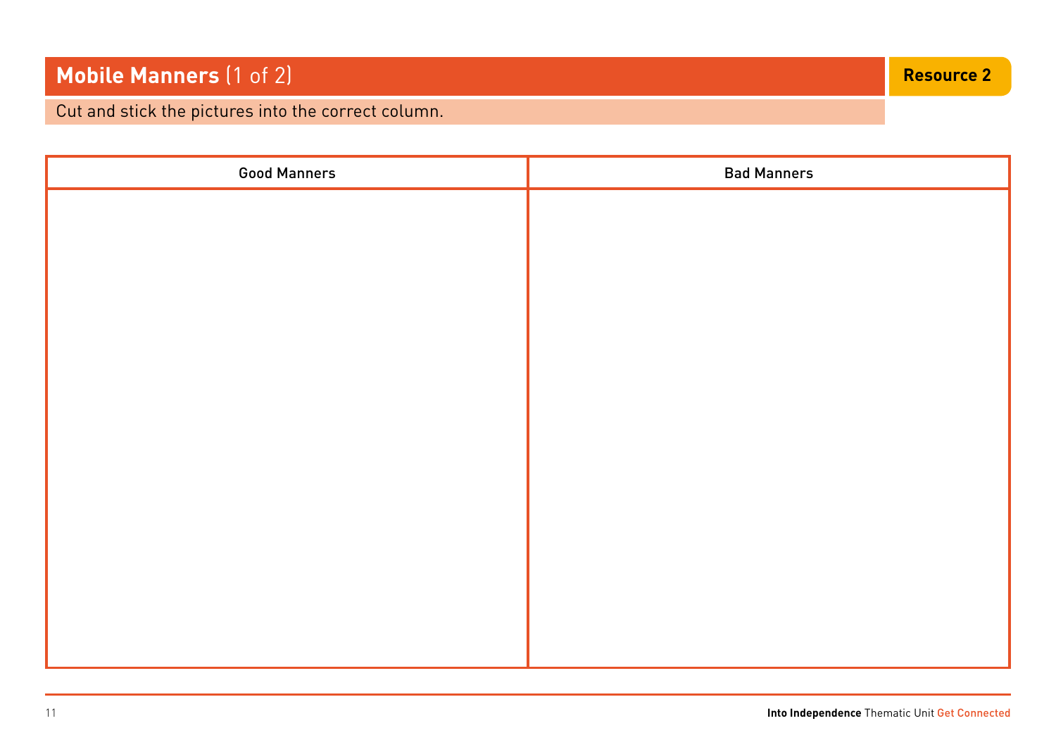# Mobile Manners (1 of 2)

**Resource 2**

Cut and stick the pictures into the correct column.

| Good Manners | Bad Manners |
| --- | --- |
| | |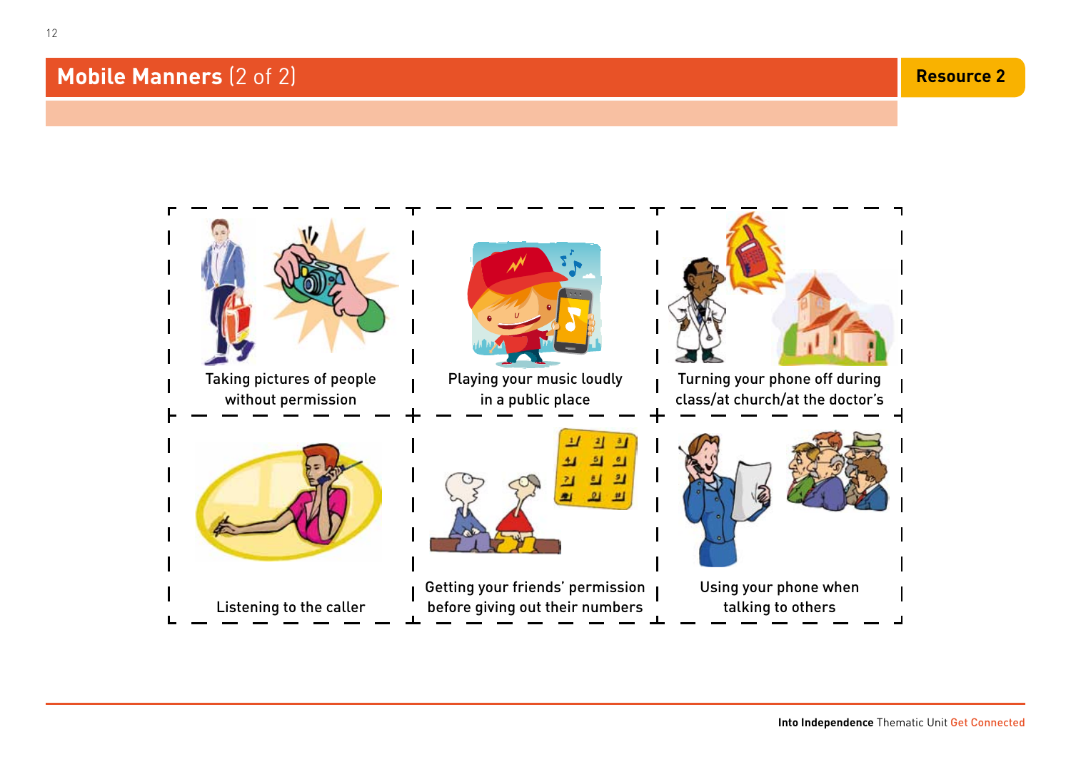# Mobile Manners (2 of 2)

Resource 2

| | | |
|---|---|---|
| Taking pictures of people without permission | Playing your music loudly in a public place | Turning your phone off during class/at church/at the doctor's |
| Listening to the caller | Getting your friends' permission before giving out their numbers | Using your phone when talking to others |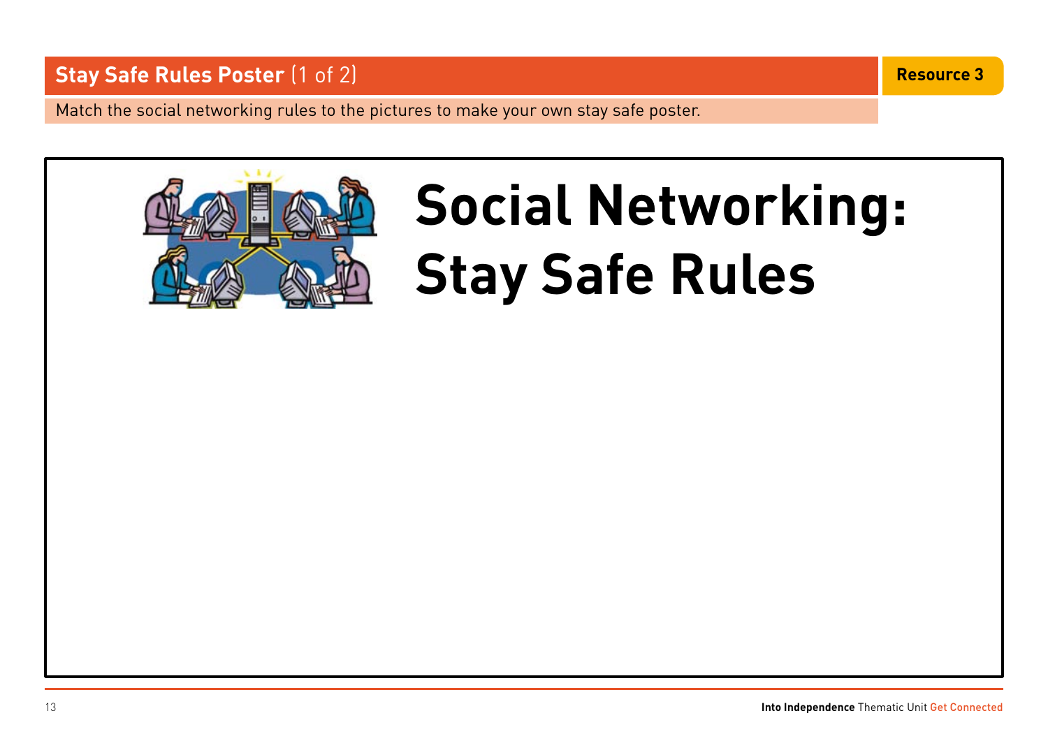## Stay Safe Rules Poster (1 of 2)

**Resource 3**

Match the social networking rules to the pictures to make your own stay safe poster.

# Social Networking: Stay Safe Rules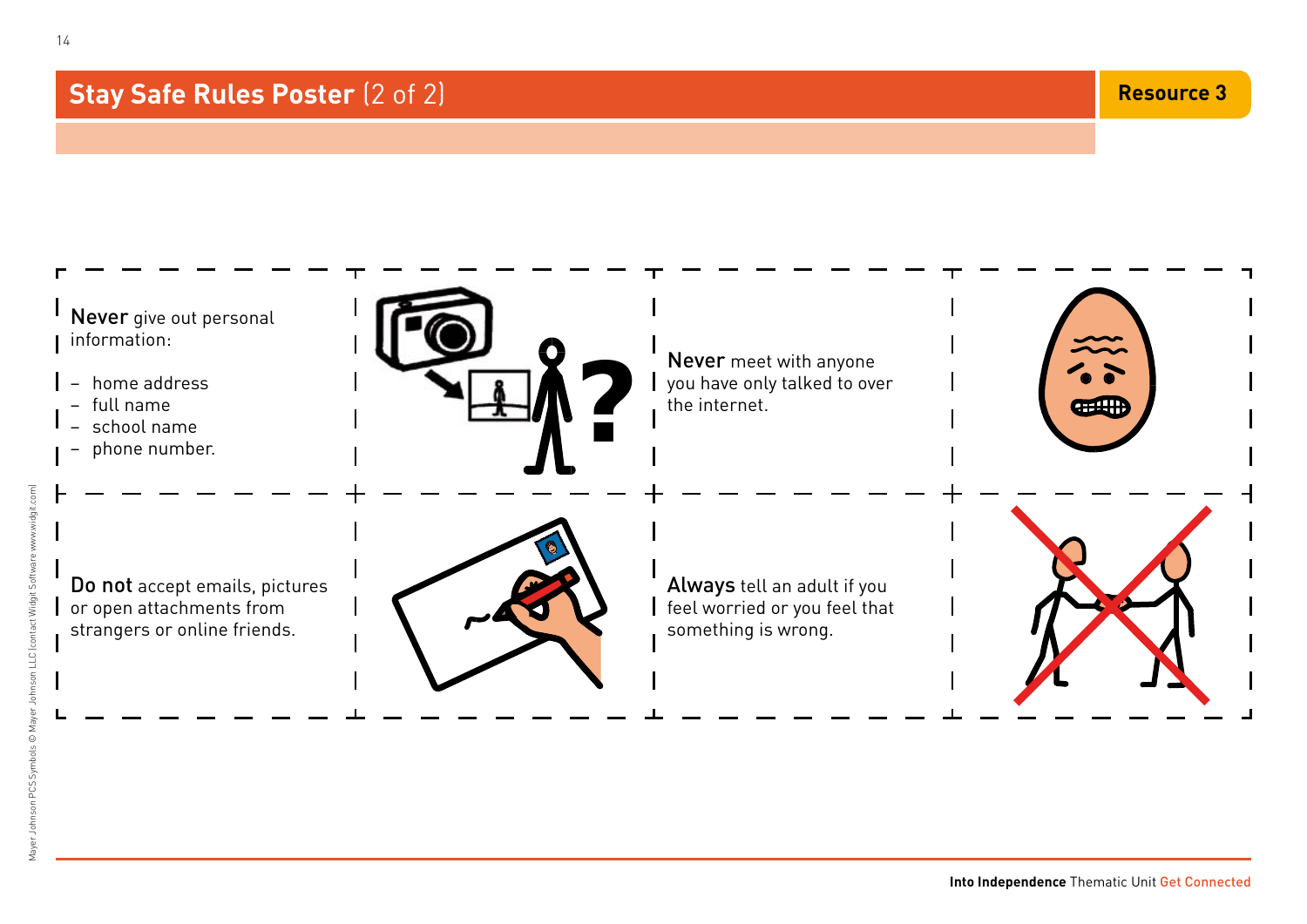## Stay Safe Rules Poster (2 of 2)

Resource 3

**Never** give out personal information:

- home address
- full name
- school name
- phone number.

**Never** meet with anyone you have only talked to over the internet.

**Do not** accept emails, pictures or open attachments from strangers or online friends.

**Always** tell an adult if you feel worried or you feel that something is wrong.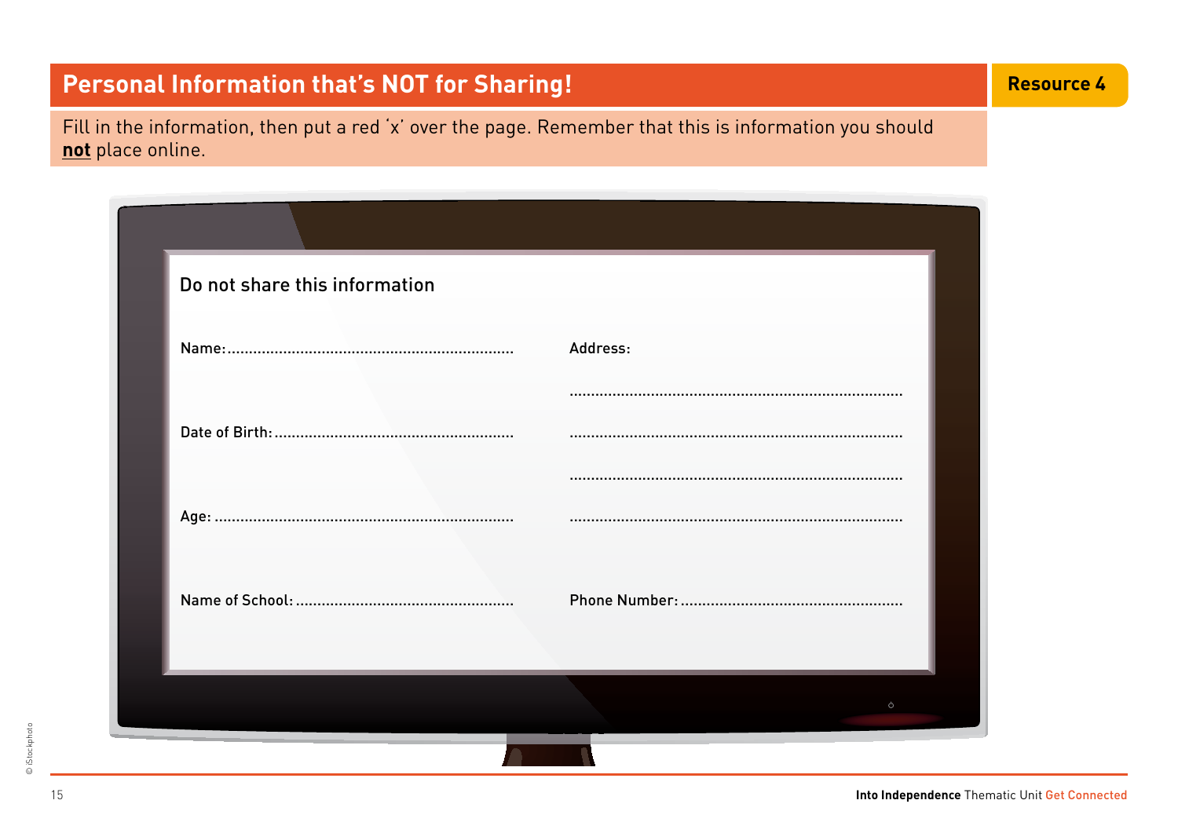## Personal Information that's NOT for Sharing!

**Resource 4**

Fill in the information, then put a red 'x' over the page. Remember that this is information you should **not** place online.

### Do not share this information

Name: ..................................................................

Date of Birth: .......................................................

Age: ....................................................................

Name of School: ..................................................

Address:

.............................................................................

.............................................................................

.............................................................................

.............................................................................

Phone Number: ...................................................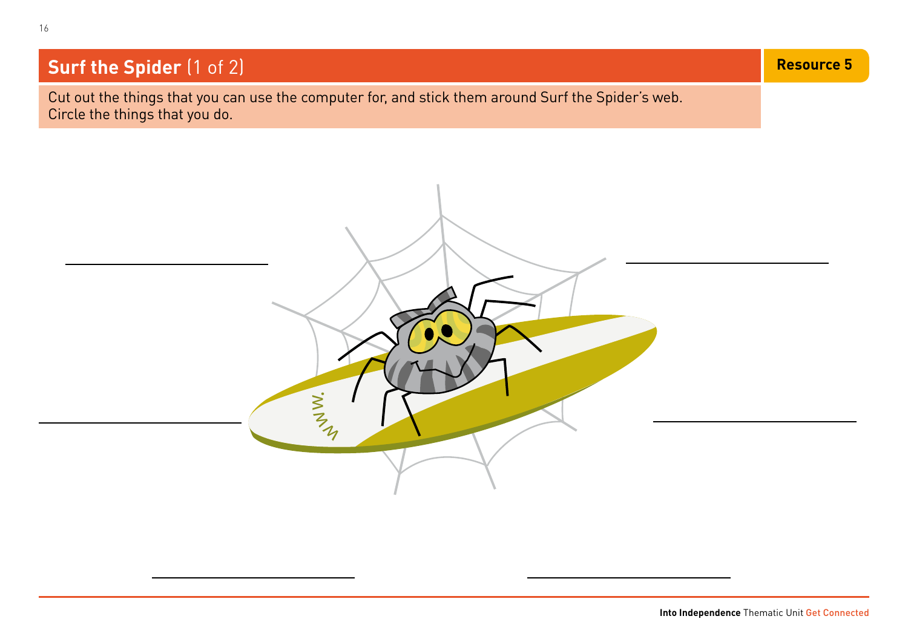## Surf the Spider (1 of 2)

**Resource 5**

Cut out the things that you can use the computer for, and stick them around Surf the Spider's web.
Circle the things that you do.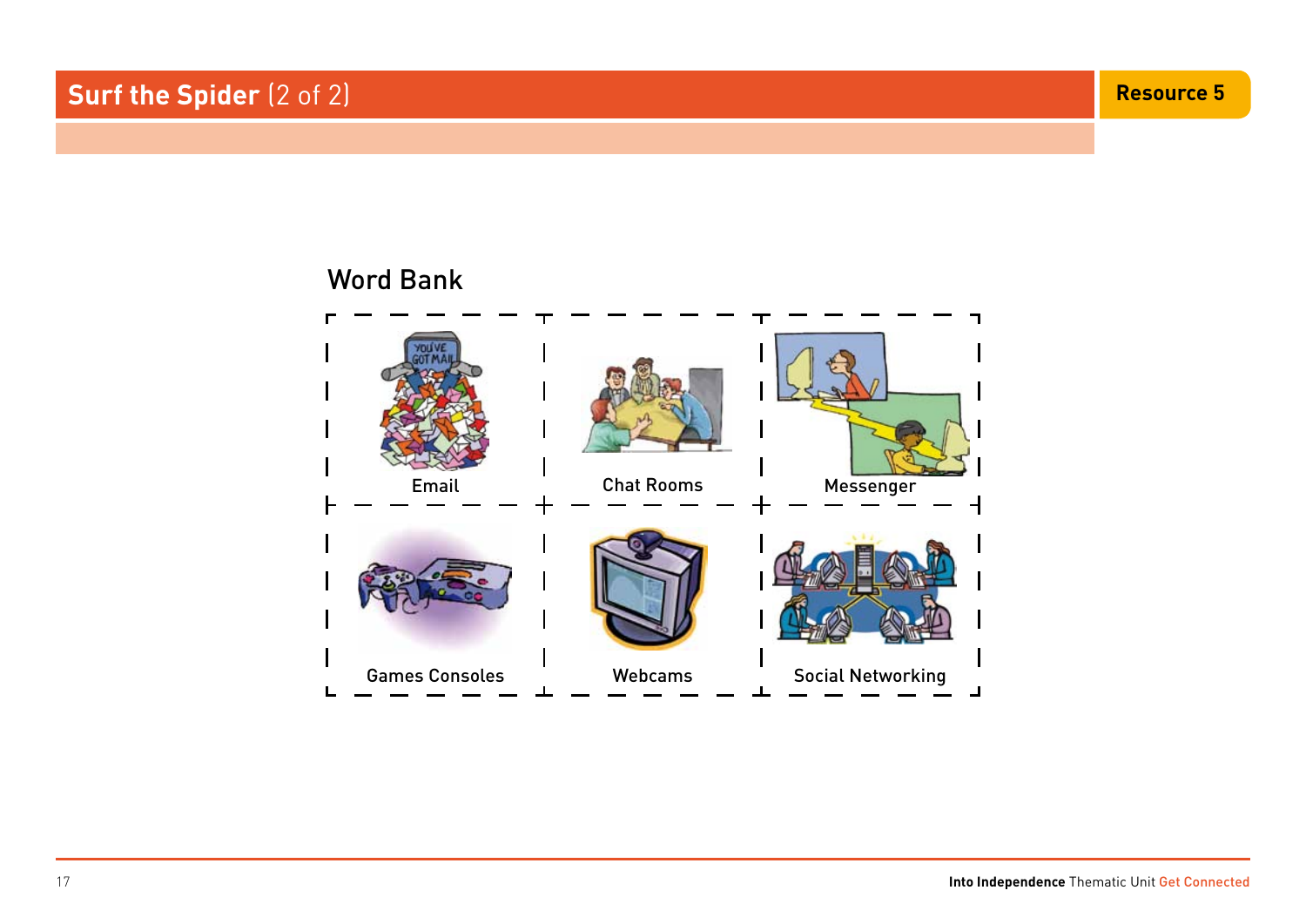# Surf the Spider (2 of 2)

Resource 5

## Word Bank

| | | |
|---|---|---|
| Email | Chat Rooms | Messenger |
| Games Consoles | Webcams | Social Networking |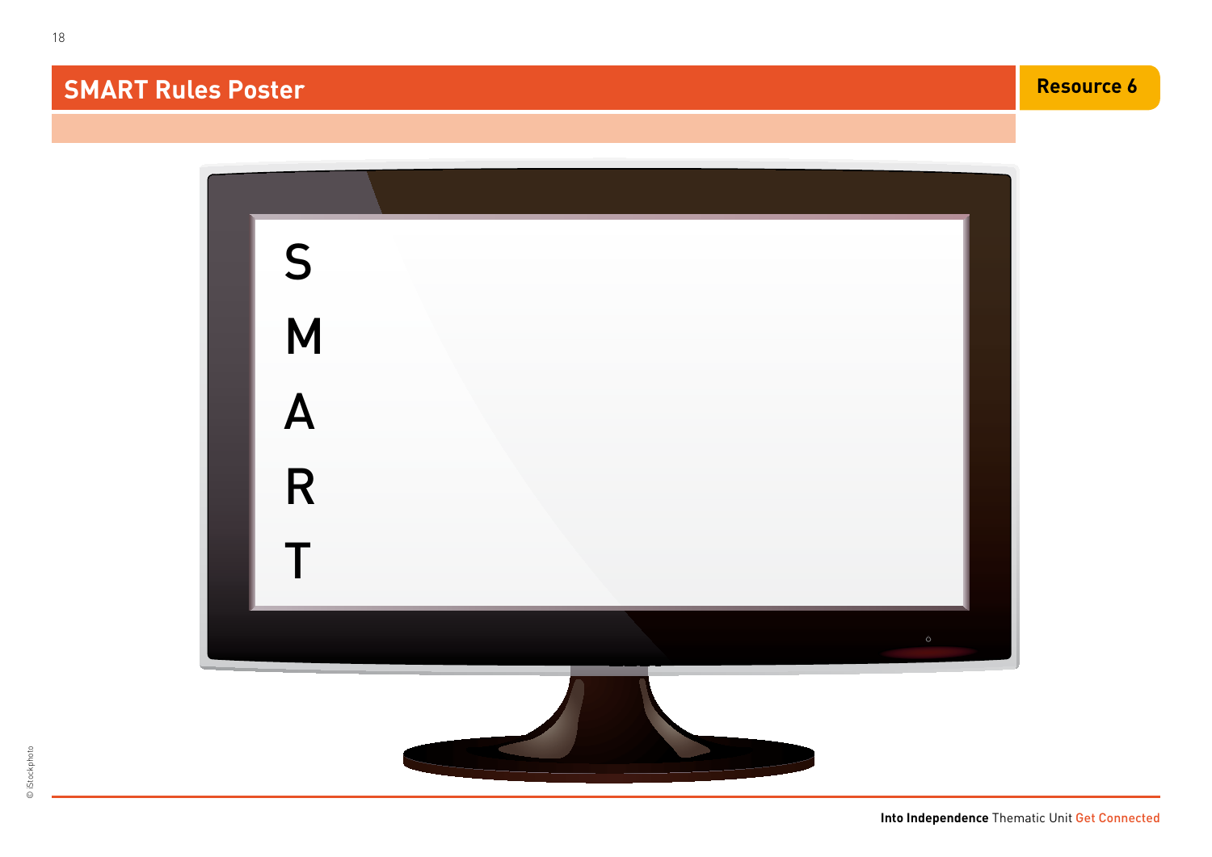## SMART Rules Poster

Resource 6

S

M

A

R

T

© iStockphoto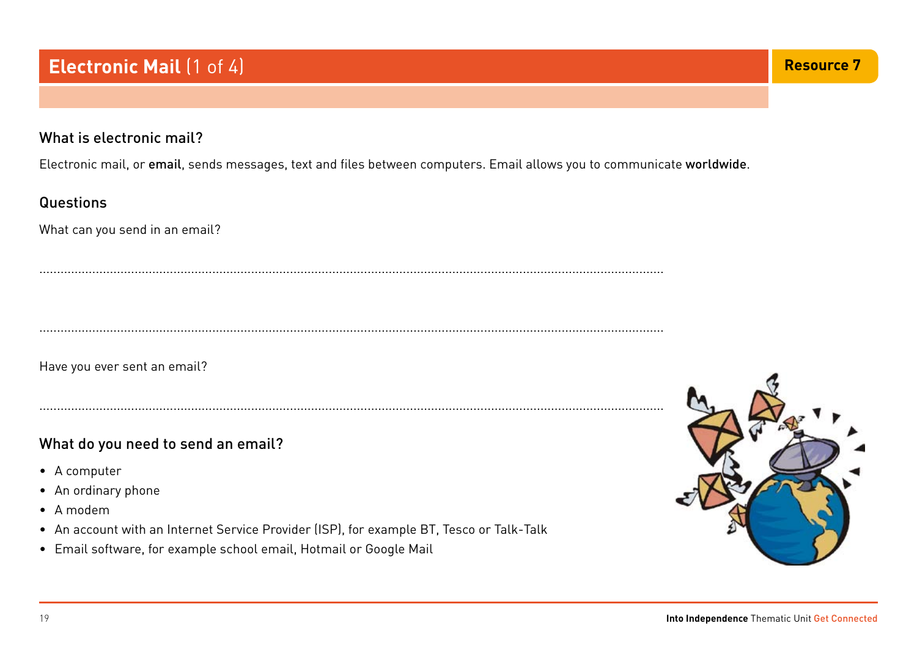# Electronic Mail (1 of 4)

Resource 7

## What is electronic mail?

Electronic mail, or **email**, sends messages, text and files between computers. Email allows you to communicate **worldwide**.

## Questions

What can you send in an email?

.......................................................................................................................................................

.......................................................................................................................................................

Have you ever sent an email?

.......................................................................................................................................................

## What do you need to send an email?

- A computer
- An ordinary phone
- A modem
- An account with an Internet Service Provider (ISP), for example BT, Tesco or Talk-Talk
- Email software, for example school email, Hotmail or Google Mail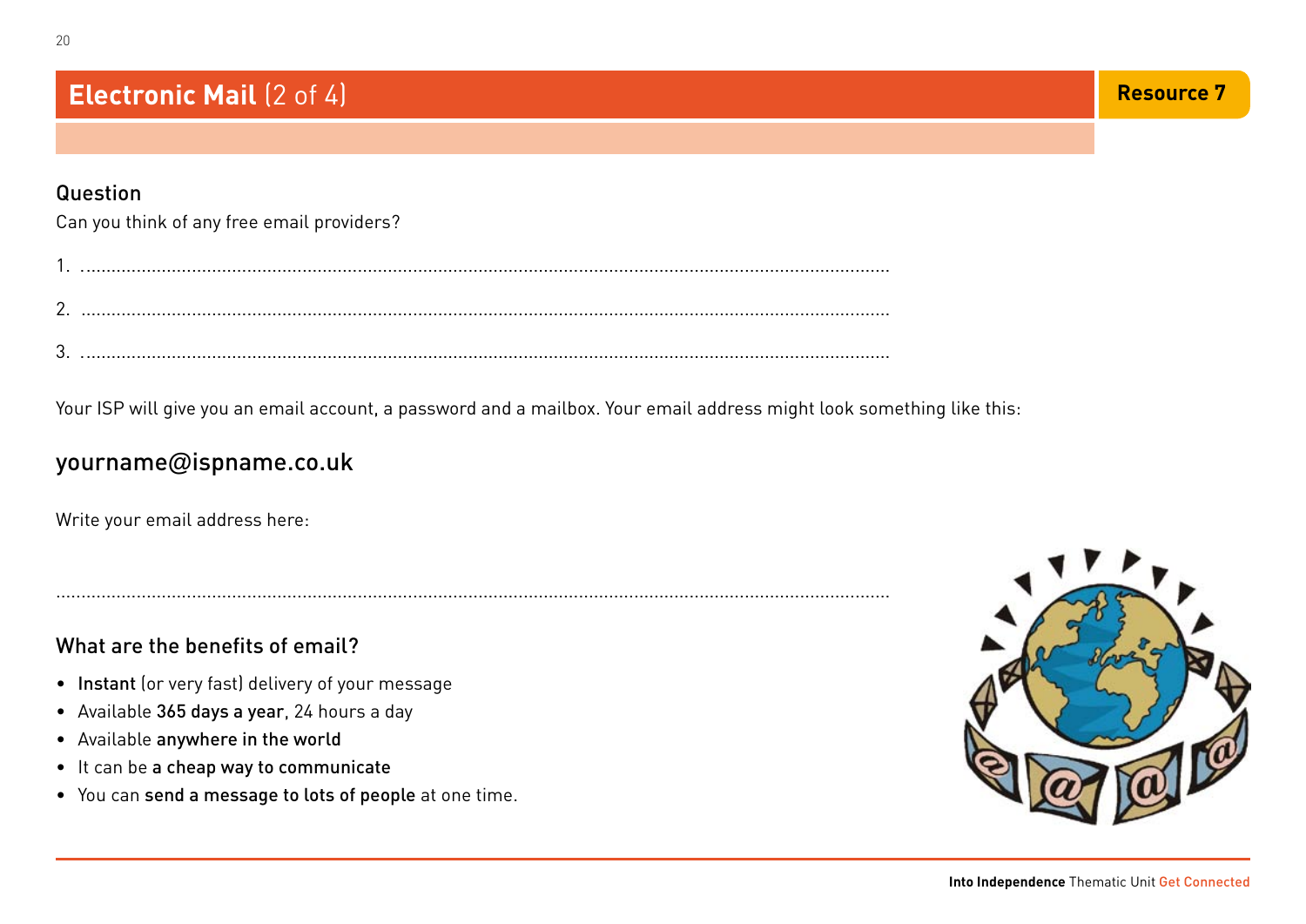# **Electronic Mail** (2 of 4)

**Resource 7**

### Question

Can you think of any free email providers?

1. ....................................................................................................................................................

2. ....................................................................................................................................................

3. ....................................................................................................................................................

Your ISP will give you an email account, a password and a mailbox. Your email address might look something like this:

## yourname@ispname.co.uk

Write your email address here:

....................................................................................................................................................

### What are the benefits of email?

- **Instant** (or very fast) delivery of your message
- Available **365 days a year**, 24 hours a day
- Available **anywhere in the world**
- It can be **a cheap way to communicate**
- You can **send a message to lots of people** at one time.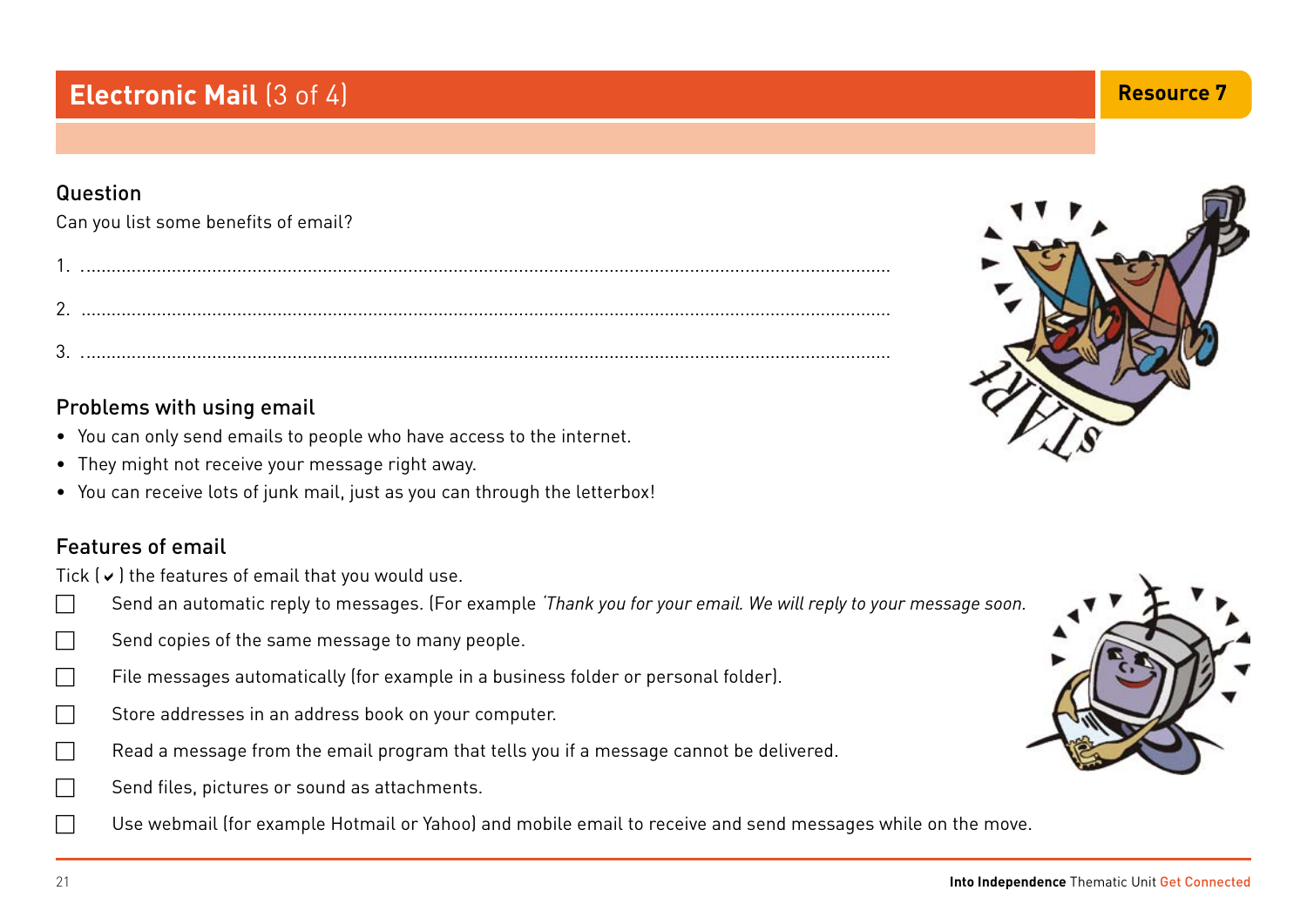# Electronic Mail (3 of 4)

Resource 7

## Question

Can you list some benefits of email?

1. ..........................................................................................................................................

2. ..........................................................................................................................................

3. ..........................................................................................................................................

## Problems with using email

- You can only send emails to people who have access to the internet.
- They might not receive your message right away.
- You can receive lots of junk mail, just as you can through the letterbox!

## Features of email

Tick ( ✔ ) the features of email that you would use.

- ☐ Send an automatic reply to messages. (For example *'Thank you for your email. We will reply to your message soon.*
- ☐ Send copies of the same message to many people.
- ☐ File messages automatically (for example in a business folder or personal folder).
- ☐ Store addresses in an address book on your computer.
- ☐ Read a message from the email program that tells you if a message cannot be delivered.
- ☐ Send files, pictures or sound as attachments.
- ☐ Use webmail (for example Hotmail or Yahoo) and mobile email to receive and send messages while on the move.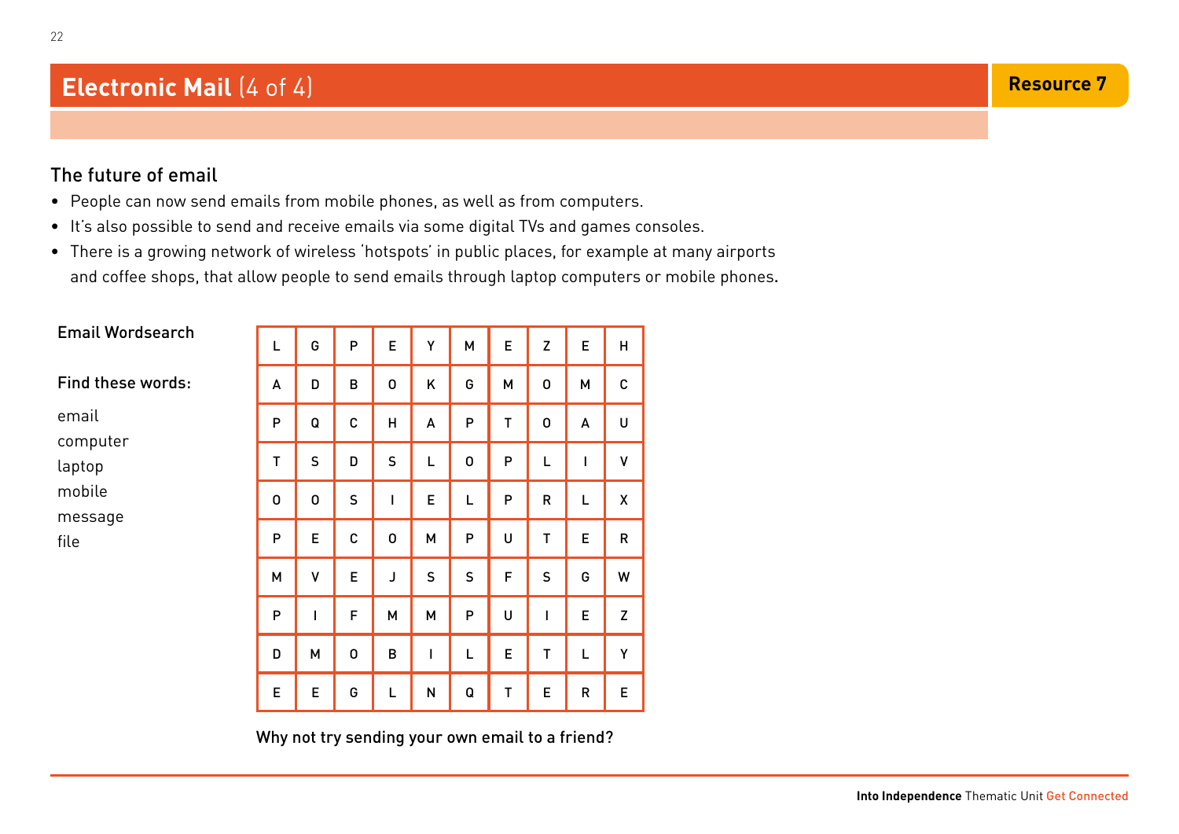# Electronic Mail (4 of 4)

Resource 7

## The future of email

- People can now send emails from mobile phones, as well as from computers.
- It's also possible to send and receive emails via some digital TVs and games consoles.
- There is a growing network of wireless 'hotspots' in public places, for example at many airports and coffee shops, that allow people to send emails through laptop computers or mobile phones.

### Email Wordsearch

**Find these words:**

email
computer
laptop
mobile
message
file

| | | | | | | | | | |
|---|---|---|---|---|---|---|---|---|---|
| L | G | P | E | Y | M | E | Z | E | H |
| A | D | B | O | K | G | M | O | M | C |
| P | Q | C | H | A | P | T | O | A | U |
| T | S | D | S | L | O | P | L | I | V |
| O | O | S | I | E | L | P | R | L | X |
| P | E | C | O | M | P | U | T | E | R |
| M | V | E | J | S | S | F | S | G | W |
| P | I | F | M | M | P | U | I | E | Z |
| D | M | O | B | I | L | E | T | L | Y |
| E | E | G | L | N | Q | T | E | R | E |

Why not try sending your own email to a friend?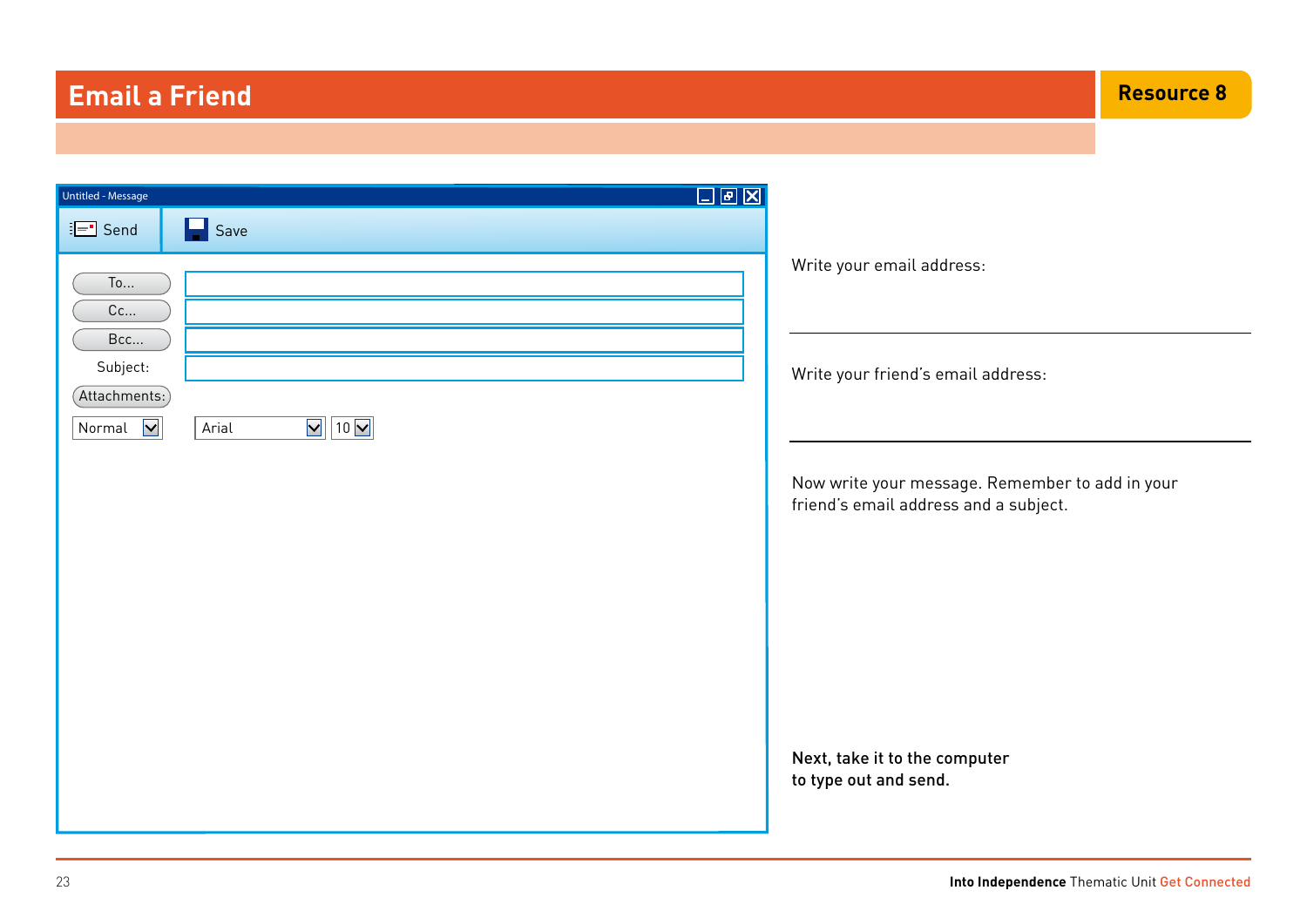# Email a Friend

**Resource 8**

Untitled - Message

Send | Save

To...

Cc...

Bcc...

Subject:

Attachments:

Normal | Arial | 10

Write your email address:

Write your friend's email address:

Now write your message. Remember to add in your friend's email address and a subject.

**Next, take it to the computer to type out and send.**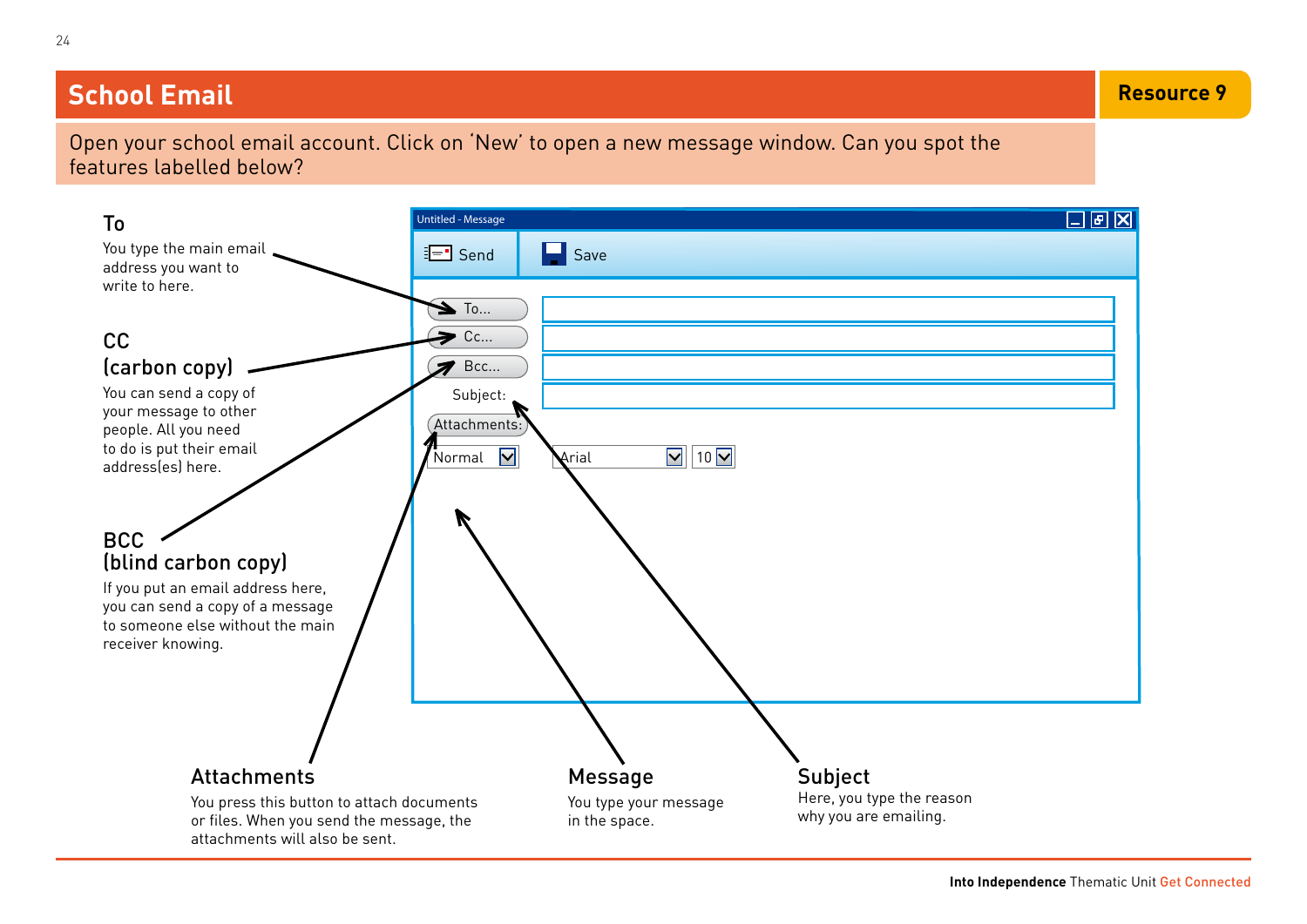# School Email

**Resource 9**

Open your school email account. Click on 'New' to open a new message window. Can you spot the features labelled below?

### To

You type the main email address you want to write to here.

### CC (carbon copy)

You can send a copy of your message to other people. All you need to do is put their email address(es) here.

### BCC (blind carbon copy)

If you put an email address here, you can send a copy of a message to someone else without the main receiver knowing.

Untitled - Message

Send | Save

To...

Cc...

Bcc...

Subject:

Attachments:

Normal | Arial | 10

### Attachments

You press this button to attach documents or files. When you send the message, the attachments will also be sent.

### Message

You type your message in the space.

### Subject

Here, you type the reason why you are emailing.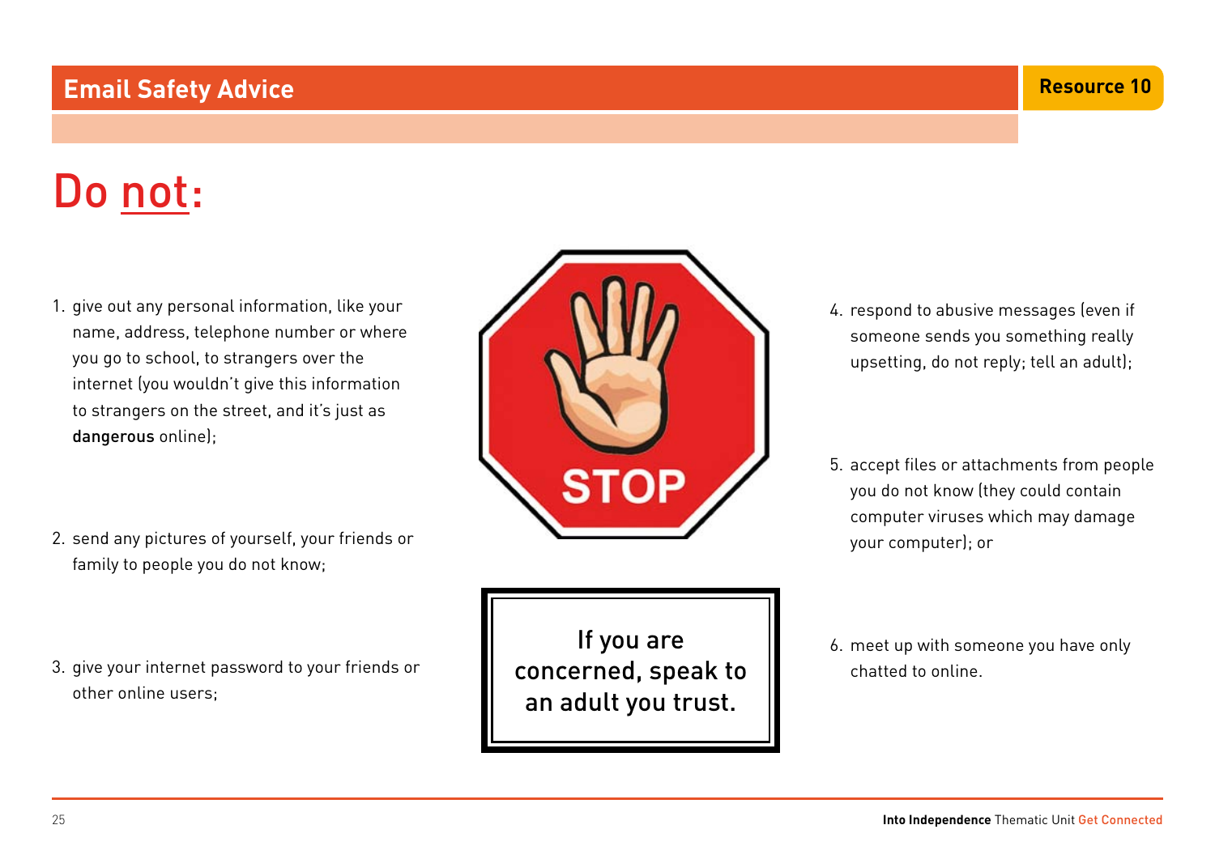## Email Safety Advice

Resource 10

# Do not:

1. give out any personal information, like your name, address, telephone number or where you go to school, to strangers over the internet (you wouldn't give this information to strangers on the street, and it's just as **dangerous** online);
2. send any pictures of yourself, your friends or family to people you do not know;
3. give your internet password to your friends or other online users;
4. respond to abusive messages (even if someone sends you something really upsetting, do not reply; tell an adult);
5. accept files or attachments from people you do not know (they could contain computer viruses which may damage your computer); or
6. meet up with someone you have only chatted to online.

STOP

**If you are concerned, speak to an adult you trust.**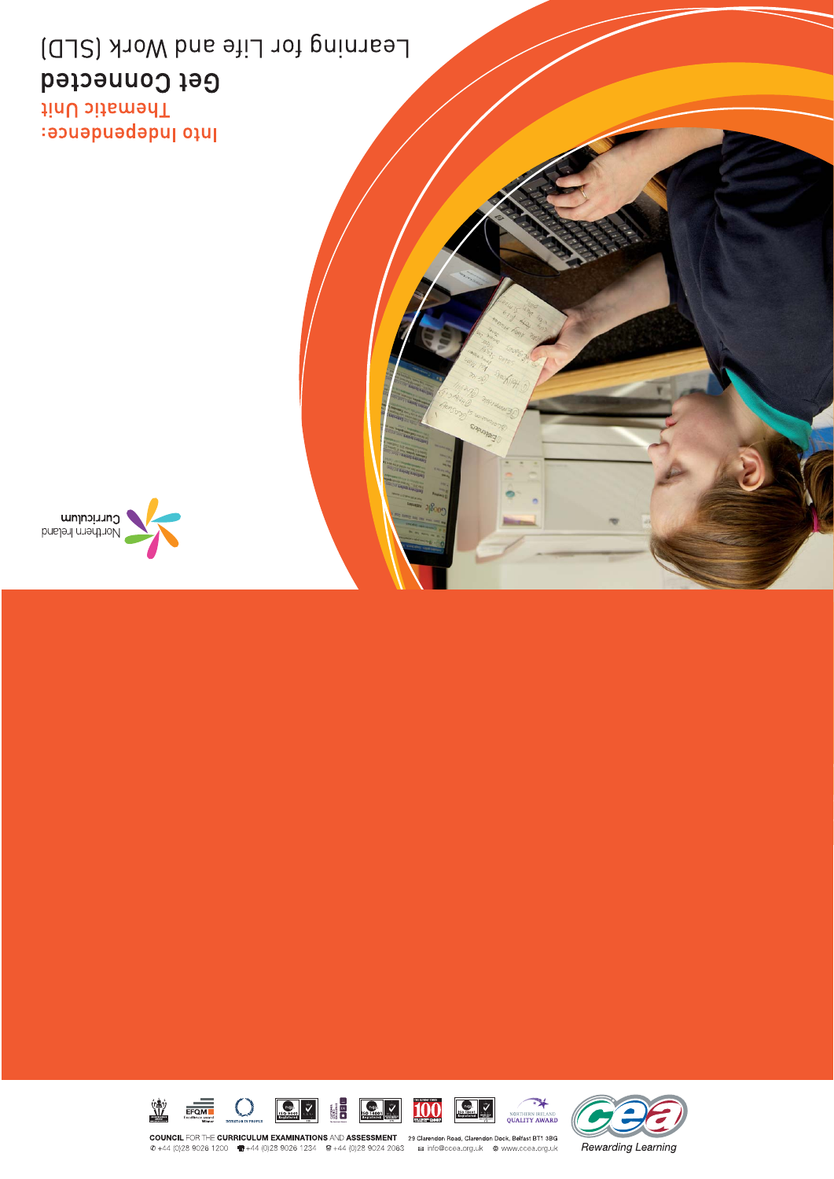Into Independence:
Thematic Unit

**Get Connected**

Learning for Life and Work (SLD)

Northern Ireland Curriculum

**COUNCIL** FOR THE **CURRICULUM EXAMINATIONS** AND **ASSESSMENT** 29 Clarendon Road, Clarendon Dock, Belfast BT1 3BG
+44 (0)28 9026 1200 +44 (0)28 9026 1234 +44 (0)28 9024 2063 info@ccea.org.uk www.ccea.org.uk

Rewarding Learning